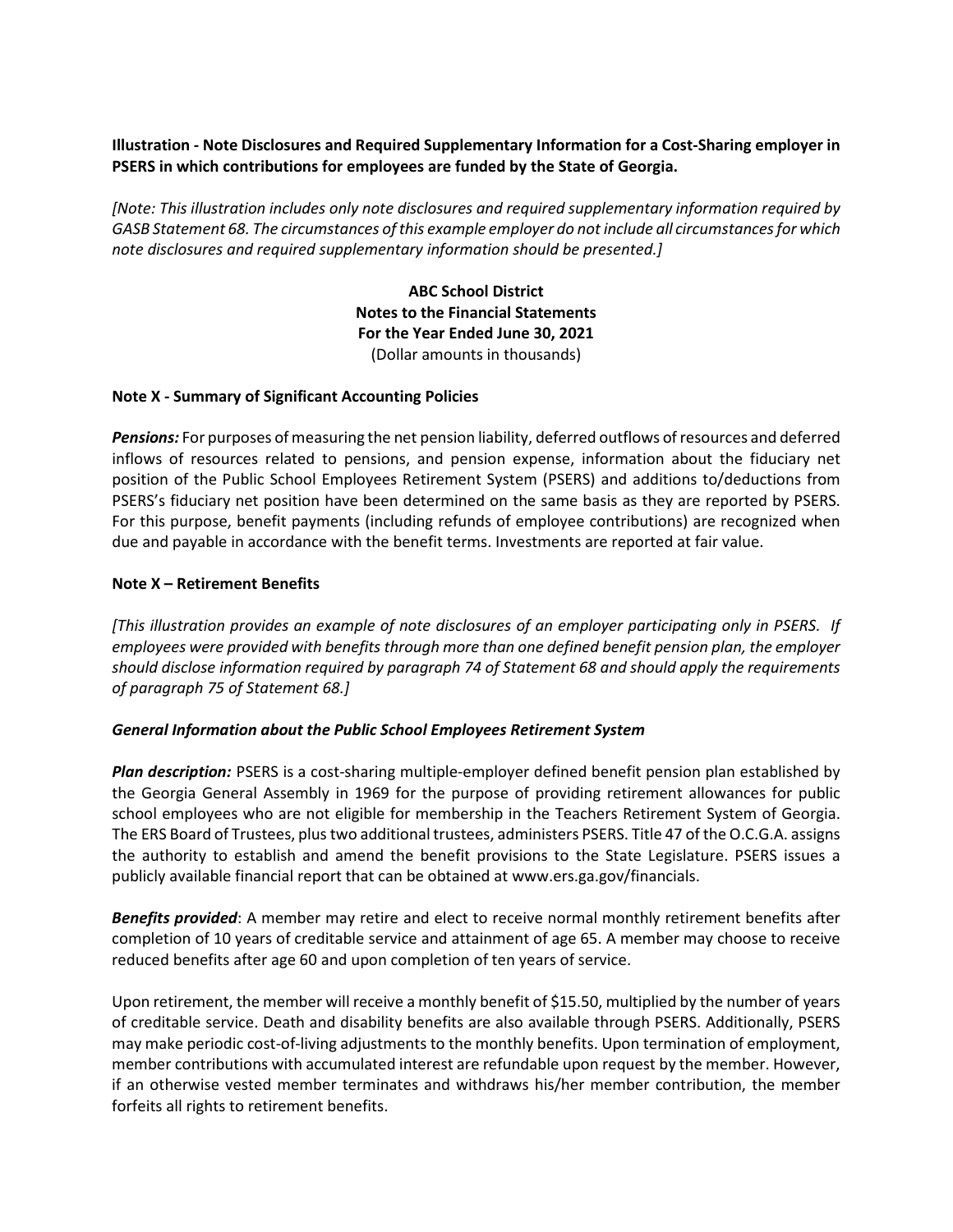**Illustration - Note Disclosures and Required Supplementary Information for a Cost-Sharing employer in PSERS in which contributions for employees are funded by the State of Georgia.**

*[Note: This illustration includes only note disclosures and required supplementary information required by GASB Statement 68. The circumstances of this example employer do not include all circumstances for which note disclosures and required supplementary information should be presented.]*

**ABC School District**
**Notes to the Financial Statements**
**For the Year Ended June 30, 2021**
(Dollar amounts in thousands)

### Note X - Summary of Significant Accounting Policies

***Pensions:*** For purposes of measuring the net pension liability, deferred outflows of resources and deferred inflows of resources related to pensions, and pension expense, information about the fiduciary net position of the Public School Employees Retirement System (PSERS) and additions to/deductions from PSERS's fiduciary net position have been determined on the same basis as they are reported by PSERS. For this purpose, benefit payments (including refunds of employee contributions) are recognized when due and payable in accordance with the benefit terms. Investments are reported at fair value.

### Note X – Retirement Benefits

*[This illustration provides an example of note disclosures of an employer participating only in PSERS. If employees were provided with benefits through more than one defined benefit pension plan, the employer should disclose information required by paragraph 74 of Statement 68 and should apply the requirements of paragraph 75 of Statement 68.]*

#### *General Information about the Public School Employees Retirement System*

***Plan description:*** PSERS is a cost-sharing multiple-employer defined benefit pension plan established by the Georgia General Assembly in 1969 for the purpose of providing retirement allowances for public school employees who are not eligible for membership in the Teachers Retirement System of Georgia. The ERS Board of Trustees, plus two additional trustees, administers PSERS. Title 47 of the O.C.G.A. assigns the authority to establish and amend the benefit provisions to the State Legislature. PSERS issues a publicly available financial report that can be obtained at www.ers.ga.gov/financials.

***Benefits provided***: A member may retire and elect to receive normal monthly retirement benefits after completion of 10 years of creditable service and attainment of age 65. A member may choose to receive reduced benefits after age 60 and upon completion of ten years of service.

Upon retirement, the member will receive a monthly benefit of $15.50, multiplied by the number of years of creditable service. Death and disability benefits are also available through PSERS. Additionally, PSERS may make periodic cost-of-living adjustments to the monthly benefits. Upon termination of employment, member contributions with accumulated interest are refundable upon request by the member. However, if an otherwise vested member terminates and withdraws his/her member contribution, the member forfeits all rights to retirement benefits.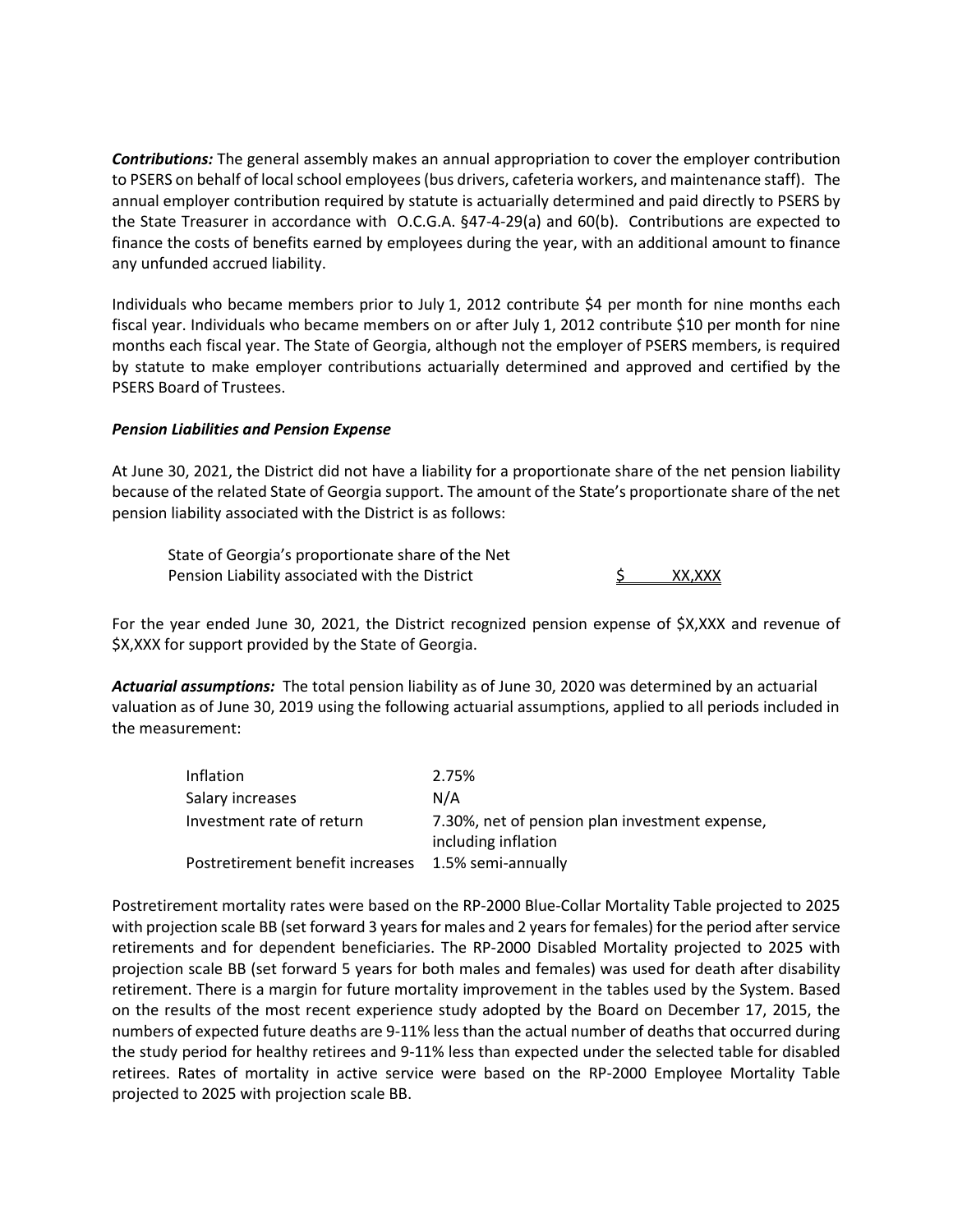***Contributions:*** The general assembly makes an annual appropriation to cover the employer contribution to PSERS on behalf of local school employees (bus drivers, cafeteria workers, and maintenance staff). The annual employer contribution required by statute is actuarially determined and paid directly to PSERS by the State Treasurer in accordance with O.C.G.A. §47-4-29(a) and 60(b). Contributions are expected to finance the costs of benefits earned by employees during the year, with an additional amount to finance any unfunded accrued liability.

Individuals who became members prior to July 1, 2012 contribute $4 per month for nine months each fiscal year. Individuals who became members on or after July 1, 2012 contribute $10 per month for nine months each fiscal year. The State of Georgia, although not the employer of PSERS members, is required by statute to make employer contributions actuarially determined and approved and certified by the PSERS Board of Trustees.

***Pension Liabilities and Pension Expense***

At June 30, 2021, the District did not have a liability for a proportionate share of the net pension liability because of the related State of Georgia support. The amount of the State's proportionate share of the net pension liability associated with the District is as follows:

| | |
|---|---|
| State of Georgia's proportionate share of the Net Pension Liability associated with the District | $ XX,XXX |

For the year ended June 30, 2021, the District recognized pension expense of $X,XXX and revenue of $X,XXX for support provided by the State of Georgia.

***Actuarial assumptions:*** The total pension liability as of June 30, 2020 was determined by an actuarial valuation as of June 30, 2019 using the following actuarial assumptions, applied to all periods included in the measurement:

| | |
|---|---|
| Inflation | 2.75% |
| Salary increases | N/A |
| Investment rate of return | 7.30%, net of pension plan investment expense, including inflation |
| Postretirement benefit increases | 1.5% semi-annually |

Postretirement mortality rates were based on the RP-2000 Blue-Collar Mortality Table projected to 2025 with projection scale BB (set forward 3 years for males and 2 years for females) for the period after service retirements and for dependent beneficiaries. The RP-2000 Disabled Mortality projected to 2025 with projection scale BB (set forward 5 years for both males and females) was used for death after disability retirement. There is a margin for future mortality improvement in the tables used by the System. Based on the results of the most recent experience study adopted by the Board on December 17, 2015, the numbers of expected future deaths are 9-11% less than the actual number of deaths that occurred during the study period for healthy retirees and 9-11% less than expected under the selected table for disabled retirees. Rates of mortality in active service were based on the RP-2000 Employee Mortality Table projected to 2025 with projection scale BB.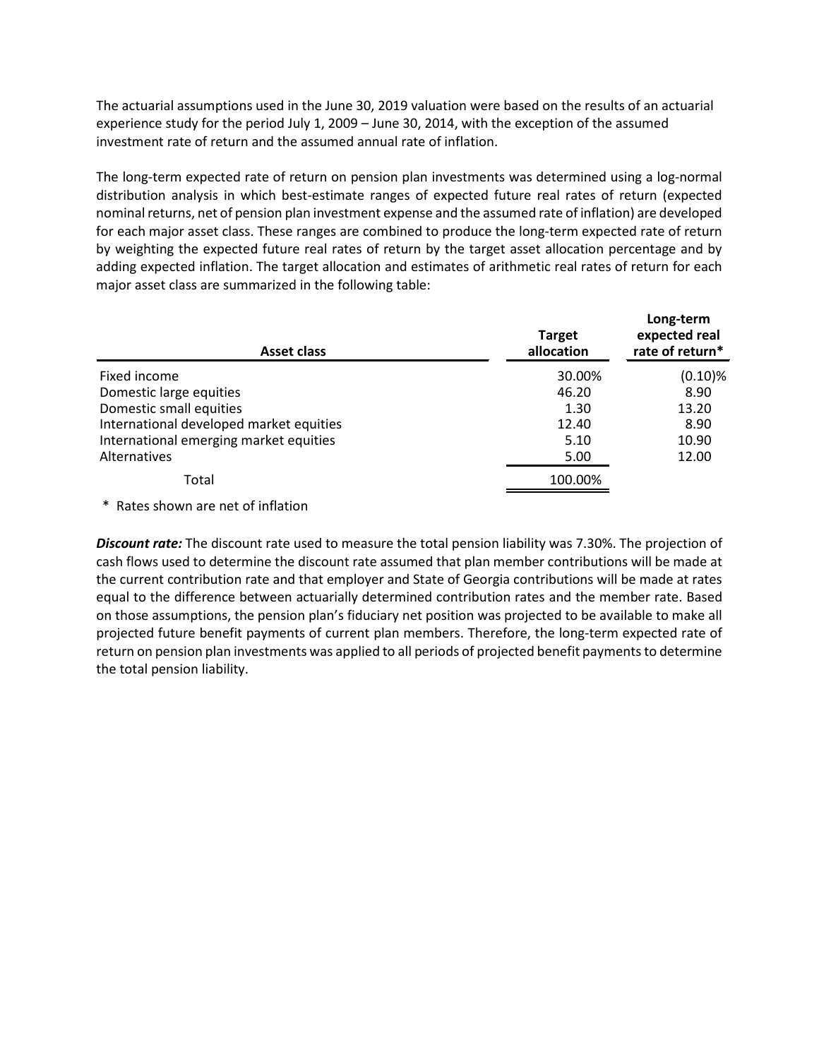The actuarial assumptions used in the June 30, 2019 valuation were based on the results of an actuarial experience study for the period July 1, 2009 – June 30, 2014, with the exception of the assumed investment rate of return and the assumed annual rate of inflation.

The long-term expected rate of return on pension plan investments was determined using a log-normal distribution analysis in which best-estimate ranges of expected future real rates of return (expected nominal returns, net of pension plan investment expense and the assumed rate of inflation) are developed for each major asset class. These ranges are combined to produce the long-term expected rate of return by weighting the expected future real rates of return by the target asset allocation percentage and by adding expected inflation. The target allocation and estimates of arithmetic real rates of return for each major asset class are summarized in the following table:

| Asset class | Target allocation | Long-term expected real rate of return* |
|---|---|---|
| Fixed income | 30.00% | (0.10)% |
| Domestic large equities | 46.20 | 8.90 |
| Domestic small equities | 1.30 | 13.20 |
| International developed market equities | 12.40 | 8.90 |
| International emerging market equities | 5.10 | 10.90 |
| Alternatives | 5.00 | 12.00 |
| Total | 100.00% | |

\* Rates shown are net of inflation

***Discount rate:*** The discount rate used to measure the total pension liability was 7.30%. The projection of cash flows used to determine the discount rate assumed that plan member contributions will be made at the current contribution rate and that employer and State of Georgia contributions will be made at rates equal to the difference between actuarially determined contribution rates and the member rate. Based on those assumptions, the pension plan's fiduciary net position was projected to be available to make all projected future benefit payments of current plan members. Therefore, the long-term expected rate of return on pension plan investments was applied to all periods of projected benefit payments to determine the total pension liability.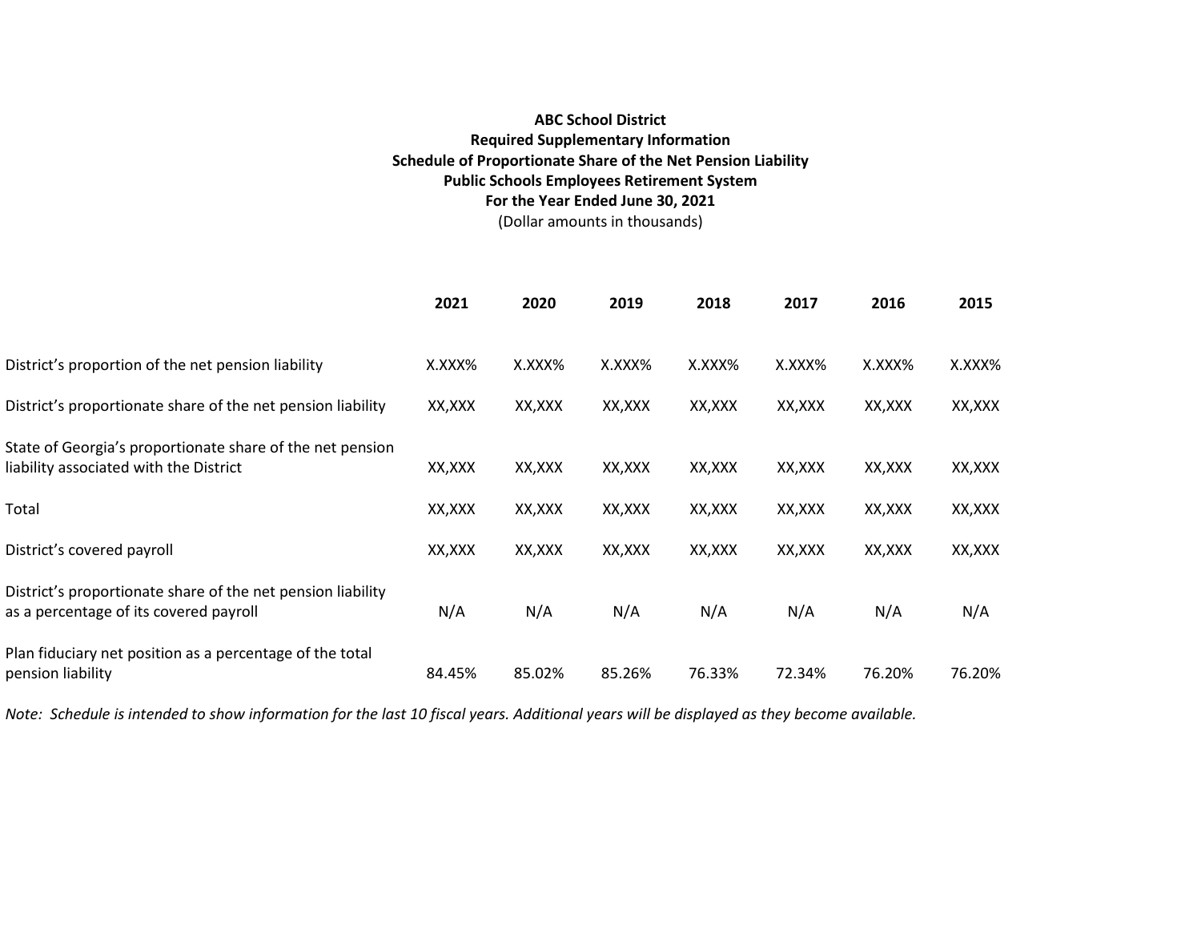**ABC School District**
**Required Supplementary Information**
**Schedule of Proportionate Share of the Net Pension Liability**
**Public Schools Employees Retirement System**
**For the Year Ended June 30, 2021**
(Dollar amounts in thousands)

| | 2021 | 2020 | 2019 | 2018 | 2017 | 2016 | 2015 |
|---|---|---|---|---|---|---|---|
| District's proportion of the net pension liability | X.XXX% | X.XXX% | X.XXX% | X.XXX% | X.XXX% | X.XXX% | X.XXX% |
| District's proportionate share of the net pension liability | XX,XXX | XX,XXX | XX,XXX | XX,XXX | XX,XXX | XX,XXX | XX,XXX |
| State of Georgia's proportionate share of the net pension liability associated with the District | XX,XXX | XX,XXX | XX,XXX | XX,XXX | XX,XXX | XX,XXX | XX,XXX |
| Total | XX,XXX | XX,XXX | XX,XXX | XX,XXX | XX,XXX | XX,XXX | XX,XXX |
| District's covered payroll | XX,XXX | XX,XXX | XX,XXX | XX,XXX | XX,XXX | XX,XXX | XX,XXX |
| District's proportionate share of the net pension liability as a percentage of its covered payroll | N/A | N/A | N/A | N/A | N/A | N/A | N/A |
| Plan fiduciary net position as a percentage of the total pension liability | 84.45% | 85.02% | 85.26% | 76.33% | 72.34% | 76.20% | 76.20% |

*Note: Schedule is intended to show information for the last 10 fiscal years. Additional years will be displayed as they become available.*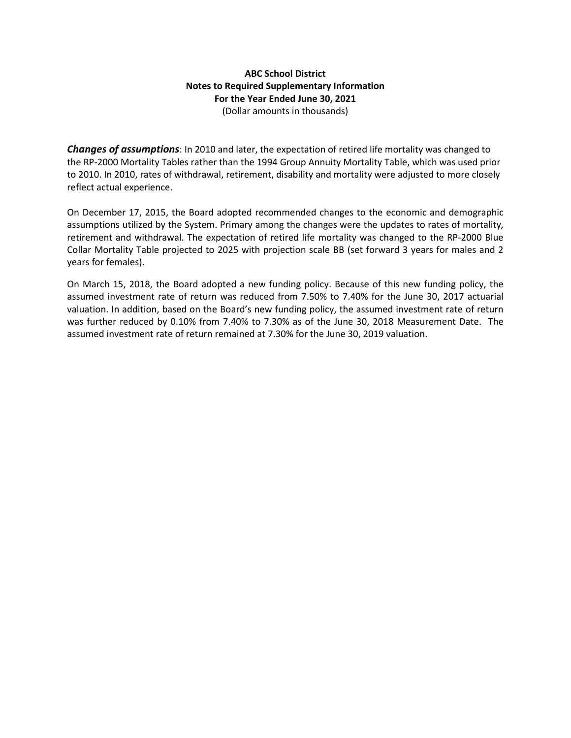**ABC School District**
**Notes to Required Supplementary Information**
**For the Year Ended June 30, 2021**
(Dollar amounts in thousands)

***Changes of assumptions***: In 2010 and later, the expectation of retired life mortality was changed to the RP-2000 Mortality Tables rather than the 1994 Group Annuity Mortality Table, which was used prior to 2010. In 2010, rates of withdrawal, retirement, disability and mortality were adjusted to more closely reflect actual experience.

On December 17, 2015, the Board adopted recommended changes to the economic and demographic assumptions utilized by the System. Primary among the changes were the updates to rates of mortality, retirement and withdrawal. The expectation of retired life mortality was changed to the RP-2000 Blue Collar Mortality Table projected to 2025 with projection scale BB (set forward 3 years for males and 2 years for females).

On March 15, 2018, the Board adopted a new funding policy. Because of this new funding policy, the assumed investment rate of return was reduced from 7.50% to 7.40% for the June 30, 2017 actuarial valuation. In addition, based on the Board's new funding policy, the assumed investment rate of return was further reduced by 0.10% from 7.40% to 7.30% as of the June 30, 2018 Measurement Date. The assumed investment rate of return remained at 7.30% for the June 30, 2019 valuation.